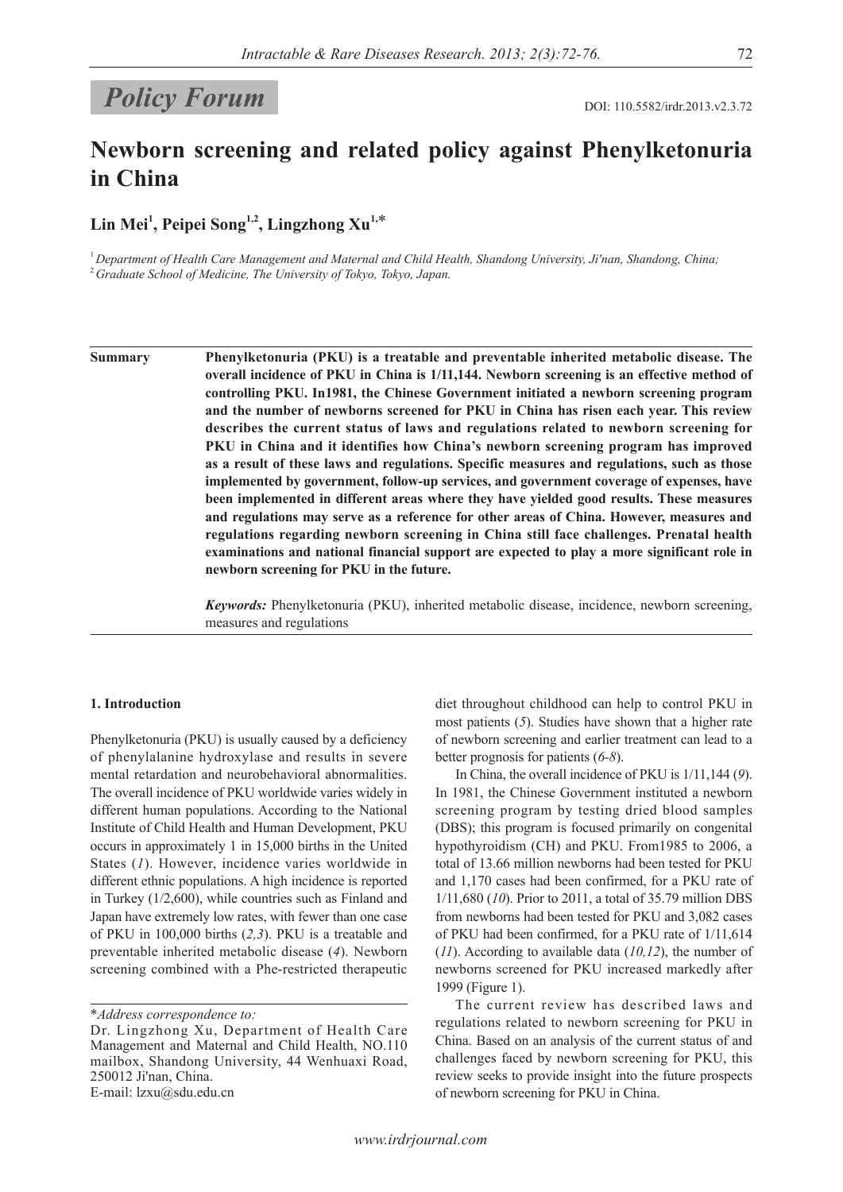*Policy Forum*

DOI: 110.5582/irdr.2013.v2.3.72

# Newborn screening and related policy against Phenylketonuria in China

**Lin Mei[1], Peipei Song[1,2], Lingzhong Xu[1,*]**

[1] *Department of Health Care Management and Maternal and Child Health, Shandong University, Ji'nan, Shandong, China;*
[2] *Graduate School of Medicine, The University of Tokyo, Tokyo, Japan.*

**Summary** **Phenylketonuria (PKU) is a treatable and preventable inherited metabolic disease. The overall incidence of PKU in China is 1/11,144. Newborn screening is an effective method of controlling PKU. In1981, the Chinese Government initiated a newborn screening program and the number of newborns screened for PKU in China has risen each year. This review describes the current status of laws and regulations related to newborn screening for PKU in China and it identifies how China's newborn screening program has improved as a result of these laws and regulations. Specific measures and regulations, such as those implemented by government, follow-up services, and government coverage of expenses, have been implemented in different areas where they have yielded good results. These measures and regulations may serve as a reference for other areas of China. However, measures and regulations regarding newborn screening in China still face challenges. Prenatal health examinations and national financial support are expected to play a more significant role in newborn screening for PKU in the future.**

***Keywords:*** Phenylketonuria (PKU), inherited metabolic disease, incidence, newborn screening, measures and regulations

## 1. Introduction

Phenylketonuria (PKU) is usually caused by a deficiency of phenylalanine hydroxylase and results in severe mental retardation and neurobehavioral abnormalities. The overall incidence of PKU worldwide varies widely in different human populations. According to the National Institute of Child Health and Human Development, PKU occurs in approximately 1 in 15,000 births in the United States (*1*). However, incidence varies worldwide in different ethnic populations. A high incidence is reported in Turkey (1/2,600), while countries such as Finland and Japan have extremely low rates, with fewer than one case of PKU in 100,000 births (*2,3*). PKU is a treatable and preventable inherited metabolic disease (*4*). Newborn screening combined with a Phe-restricted therapeutic diet throughout childhood can help to control PKU in most patients (*5*). Studies have shown that a higher rate of newborn screening and earlier treatment can lead to a better prognosis for patients (*6-8*).

In China, the overall incidence of PKU is 1/11,144 (*9*). In 1981, the Chinese Government instituted a newborn screening program by testing dried blood samples (DBS); this program is focused primarily on congenital hypothyroidism (CH) and PKU. From1985 to 2006, a total of 13.66 million newborns had been tested for PKU and 1,170 cases had been confirmed, for a PKU rate of 1/11,680 (*10*). Prior to 2011, a total of 35.79 million DBS from newborns had been tested for PKU and 3,082 cases of PKU had been confirmed, for a PKU rate of 1/11,614 (*11*). According to available data (*10,12*), the number of newborns screened for PKU increased markedly after 1999 (Figure 1).

The current review has described laws and regulations related to newborn screening for PKU in China. Based on an analysis of the current status of and challenges faced by newborn screening for PKU, this review seeks to provide insight into the future prospects of newborn screening for PKU in China.

*\*Address correspondence to:*
Dr. Lingzhong Xu, Department of Health Care Management and Maternal and Child Health, NO.110 mailbox, Shandong University, 44 Wenhuaxi Road, 250012 Ji'nan, China.
E-mail: lzxu@sdu.edu.cn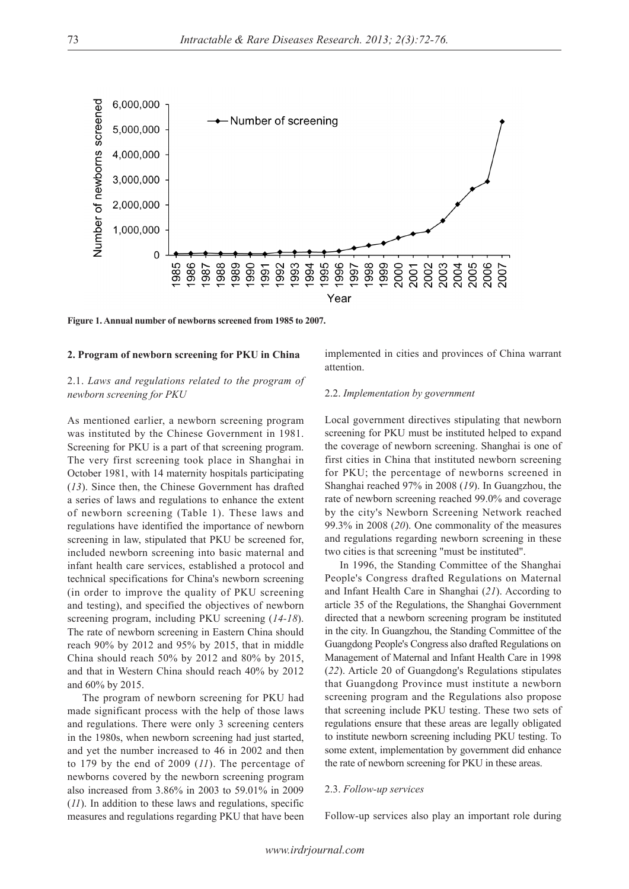Figure 1. Annual number of newborns screened from 1985 to 2007.

## 2. Program of newborn screening for PKU in China

### 2.1. *Laws and regulations related to the program of newborn screening for PKU*

As mentioned earlier, a newborn screening program was instituted by the Chinese Government in 1981. Screening for PKU is a part of that screening program. The very first screening took place in Shanghai in October 1981, with 14 maternity hospitals participating (*13*). Since then, the Chinese Government has drafted a series of laws and regulations to enhance the extent of newborn screening (Table 1). These laws and regulations have identified the importance of newborn screening in law, stipulated that PKU be screened for, included newborn screening into basic maternal and infant health care services, established a protocol and technical specifications for China's newborn screening (in order to improve the quality of PKU screening and testing), and specified the objectives of newborn screening program, including PKU screening (*14-18*). The rate of newborn screening in Eastern China should reach 90% by 2012 and 95% by 2015, that in middle China should reach 50% by 2012 and 80% by 2015, and that in Western China should reach 40% by 2012 and 60% by 2015.

The program of newborn screening for PKU had made significant process with the help of those laws and regulations. There were only 3 screening centers in the 1980s, when newborn screening had just started, and yet the number increased to 46 in 2002 and then to 179 by the end of 2009 (*11*). The percentage of newborns covered by the newborn screening program also increased from 3.86% in 2003 to 59.01% in 2009 (*11*). In addition to these laws and regulations, specific measures and regulations regarding PKU that have been implemented in cities and provinces of China warrant attention.

### 2.2. *Implementation by government*

Local government directives stipulating that newborn screening for PKU must be instituted helped to expand the coverage of newborn screening. Shanghai is one of first cities in China that instituted newborn screening for PKU; the percentage of newborns screened in Shanghai reached 97% in 2008 (*19*). In Guangzhou, the rate of newborn screening reached 99.0% and coverage by the city's Newborn Screening Network reached 99.3% in 2008 (*20*). One commonality of the measures and regulations regarding newborn screening in these two cities is that screening "must be instituted".

In 1996, the Standing Committee of the Shanghai People's Congress drafted Regulations on Maternal and Infant Health Care in Shanghai (*21*). According to article 35 of the Regulations, the Shanghai Government directed that a newborn screening program be instituted in the city. In Guangzhou, the Standing Committee of the Guangdong People's Congress also drafted Regulations on Management of Maternal and Infant Health Care in 1998 (*22*). Article 20 of Guangdong's Regulations stipulates that Guangdong Province must institute a newborn screening program and the Regulations also propose that screening include PKU testing. These two sets of regulations ensure that these areas are legally obligated to institute newborn screening including PKU testing. To some extent, implementation by government did enhance the rate of newborn screening for PKU in these areas.

### 2.3. *Follow-up services*

Follow-up services also play an important role during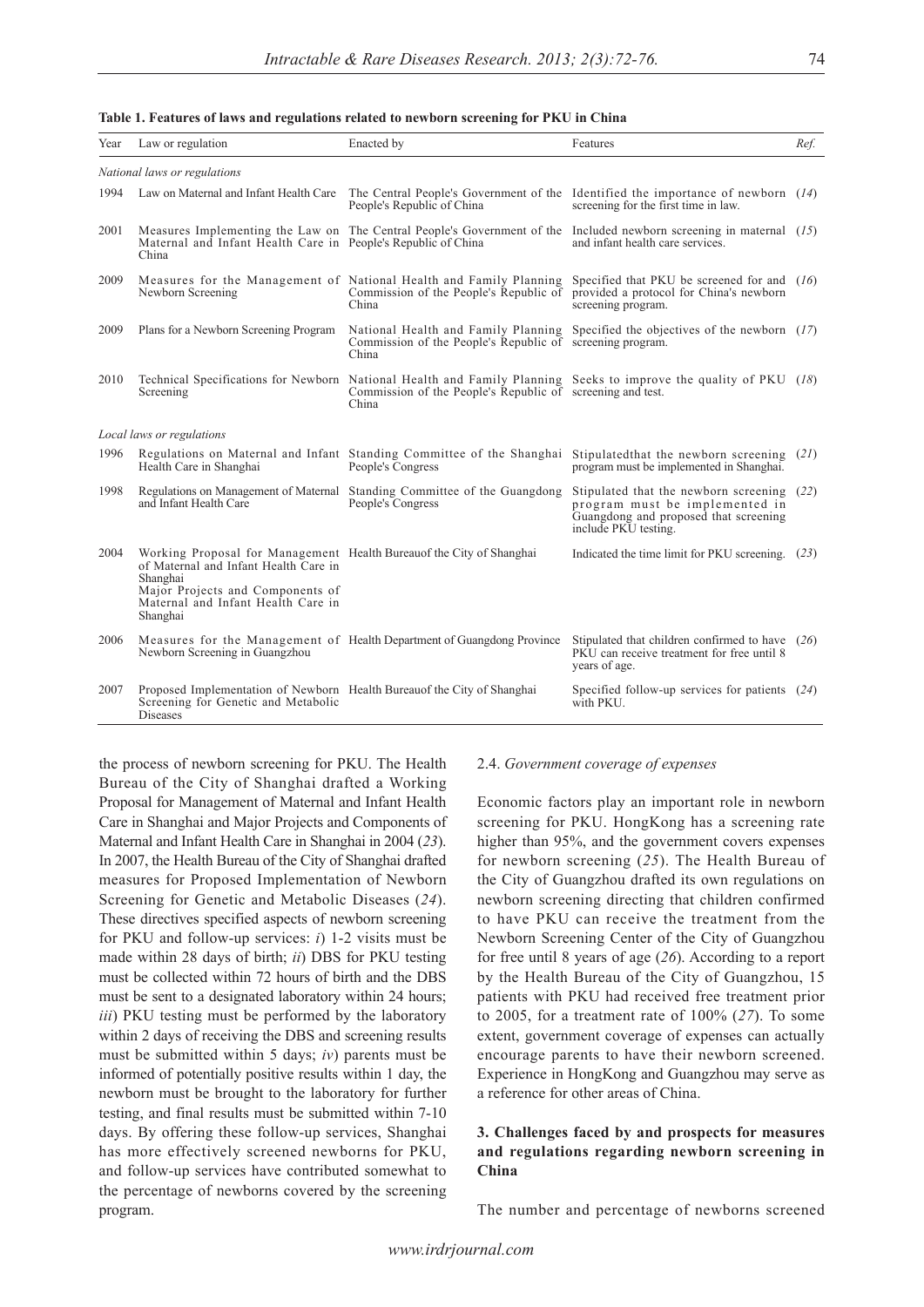**Table 1. Features of laws and regulations related to newborn screening for PKU in China**

| Year | Law or regulation | Enacted by | Features | *Ref.* |
|---|---|---|---|---|
| *National laws or regulations* | | | | |
| 1994 | Law on Maternal and Infant Health Care | The Central People's Government of the People's Republic of China | Identified the importance of newborn screening for the first time in law. | (*14*) |
| 2001 | Measures Implementing the Law on Maternal and Infant Health Care in China | The Central People's Government of the People's Republic of China | Included newborn screening in maternal and infant health care services. | (*15*) |
| 2009 | Measures for the Management of Newborn Screening | National Health and Family Planning Commission of the People's Republic of China | Specified that PKU be screened for and provided a protocol for China's newborn screening program. | (*16*) |
| 2009 | Plans for a Newborn Screening Program | National Health and Family Planning Commission of the People's Republic of China | Specified the objectives of the newborn screening program. | (*17*) |
| 2010 | Technical Specifications for Newborn Screening | National Health and Family Planning Commission of the People's Republic of China | Seeks to improve the quality of PKU screening and test. | (*18*) |
| *Local laws or regulations* | | | | |
| 1996 | Regulations on Maternal and Infant Health Care in Shanghai | Standing Committee of the Shanghai People's Congress | Stipulatedthat the newborn screening program must be implemented in Shanghai. | (*21*) |
| 1998 | Regulations on Management of Maternal and Infant Health Care | Standing Committee of the Guangdong People's Congress | Stipulated that the newborn screening program must be implemented in Guangdong and proposed that screening include PKU testing. | (*22*) |
| 2004 | Working Proposal for Management of Maternal and Infant Health Care in Shanghai<br>Major Projects and Components of Maternal and Infant Health Care in Shanghai | Health Bureauof the City of Shanghai | Indicated the time limit for PKU screening. | (*23*) |
| 2006 | Measures for the Management of Newborn Screening in Guangzhou | Health Department of Guangdong Province | Stipulated that children confirmed to have PKU can receive treatment for free until 8 years of age. | (*26*) |
| 2007 | Proposed Implementation of Newborn Screening for Genetic and Metabolic Diseases | Health Bureauof the City of Shanghai | Specified follow-up services for patients with PKU. | (*24*) |

the process of newborn screening for PKU. The Health Bureau of the City of Shanghai drafted a Working Proposal for Management of Maternal and Infant Health Care in Shanghai and Major Projects and Components of Maternal and Infant Health Care in Shanghai in 2004 (*23*). In 2007, the Health Bureau of the City of Shanghai drafted measures for Proposed Implementation of Newborn Screening for Genetic and Metabolic Diseases (*24*). These directives specified aspects of newborn screening for PKU and follow-up services: *i*) 1-2 visits must be made within 28 days of birth; *ii*) DBS for PKU testing must be collected within 72 hours of birth and the DBS must be sent to a designated laboratory within 24 hours; *iii*) PKU testing must be performed by the laboratory within 2 days of receiving the DBS and screening results must be submitted within 5 days; *iv*) parents must be informed of potentially positive results within 1 day, the newborn must be brought to the laboratory for further testing, and final results must be submitted within 7-10 days. By offering these follow-up services, Shanghai has more effectively screened newborns for PKU, and follow-up services have contributed somewhat to the percentage of newborns covered by the screening program.

### 2.4. *Government coverage of expenses*

Economic factors play an important role in newborn screening for PKU. HongKong has a screening rate higher than 95%, and the government covers expenses for newborn screening (*25*). The Health Bureau of the City of Guangzhou drafted its own regulations on newborn screening directing that children confirmed to have PKU can receive the treatment from the Newborn Screening Center of the City of Guangzhou for free until 8 years of age (*26*). According to a report by the Health Bureau of the City of Guangzhou, 15 patients with PKU had received free treatment prior to 2005, for a treatment rate of 100% (*27*). To some extent, government coverage of expenses can actually encourage parents to have their newborn screened. Experience in HongKong and Guangzhou may serve as a reference for other areas of China.

## 3. Challenges faced by and prospects for measures and regulations regarding newborn screening in China

The number and percentage of newborns screened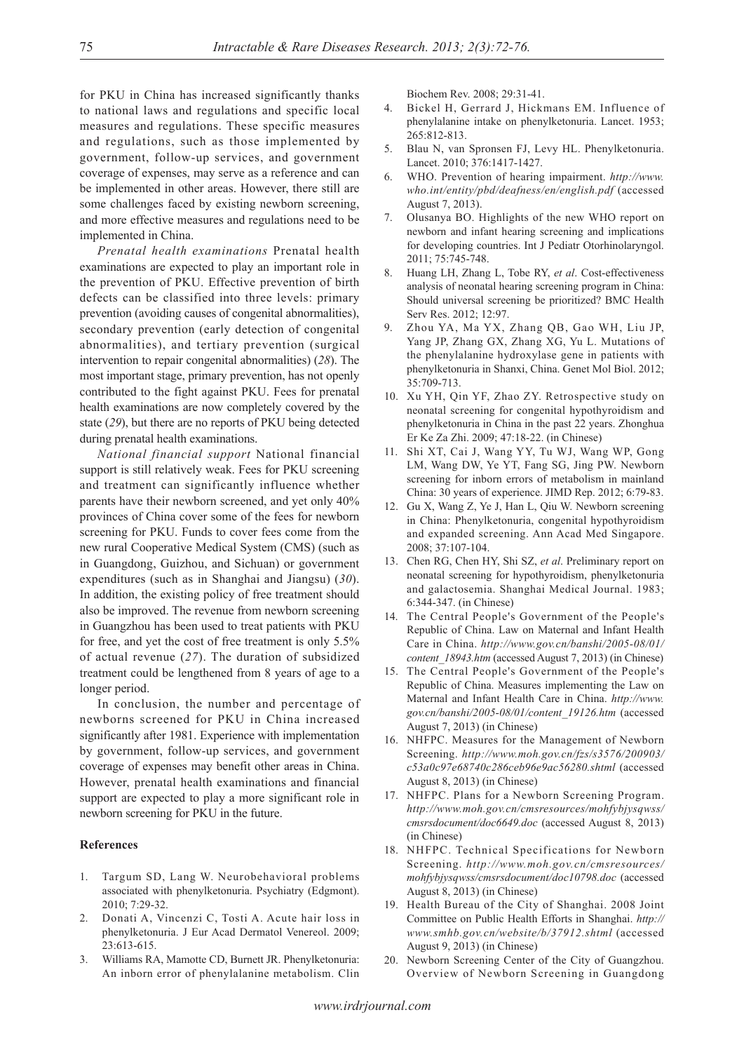for PKU in China has increased significantly thanks to national laws and regulations and specific local measures and regulations. These specific measures and regulations, such as those implemented by government, follow-up services, and government coverage of expenses, may serve as a reference and can be implemented in other areas. However, there still are some challenges faced by existing newborn screening, and more effective measures and regulations need to be implemented in China.

*Prenatal health examinations* Prenatal health examinations are expected to play an important role in the prevention of PKU. Effective prevention of birth defects can be classified into three levels: primary prevention (avoiding causes of congenital abnormalities), secondary prevention (early detection of congenital abnormalities), and tertiary prevention (surgical intervention to repair congenital abnormalities) (*28*). The most important stage, primary prevention, has not openly contributed to the fight against PKU. Fees for prenatal health examinations are now completely covered by the state (*29*), but there are no reports of PKU being detected during prenatal health examinations.

*National financial support* National financial support is still relatively weak. Fees for PKU screening and treatment can significantly influence whether parents have their newborn screened, and yet only 40% provinces of China cover some of the fees for newborn screening for PKU. Funds to cover fees come from the new rural Cooperative Medical System (CMS) (such as in Guangdong, Guizhou, and Sichuan) or government expenditures (such as in Shanghai and Jiangsu) (*30*). In addition, the existing policy of free treatment should also be improved. The revenue from newborn screening in Guangzhou has been used to treat patients with PKU for free, and yet the cost of free treatment is only 5.5% of actual revenue (*27*). The duration of subsidized treatment could be lengthened from 8 years of age to a longer period.

In conclusion, the number and percentage of newborns screened for PKU in China increased significantly after 1981. Experience with implementation by government, follow-up services, and government coverage of expenses may benefit other areas in China. However, prenatal health examinations and financial support are expected to play a more significant role in newborn screening for PKU in the future.

**References**

1. Targum SD, Lang W. Neurobehavioral problems associated with phenylketonuria. Psychiatry (Edgmont). 2010; 7:29-32.
2. Donati A, Vincenzi C, Tosti A. Acute hair loss in phenylketonuria. J Eur Acad Dermatol Venereol. 2009; 23:613-615.
3. Williams RA, Mamotte CD, Burnett JR. Phenylketonuria: An inborn error of phenylalanine metabolism. Clin Biochem Rev. 2008; 29:31-41.
4. Bickel H, Gerrard J, Hickmans EM. Influence of phenylalanine intake on phenylketonuria. Lancet. 1953; 265:812-813.
5. Blau N, van Spronsen FJ, Levy HL. Phenylketonuria. Lancet. 2010; 376:1417-1427.
6. WHO. Prevention of hearing impairment. *http://www.who.int/entity/pbd/deafness/en/english.pdf* (accessed August 7, 2013).
7. Olusanya BO. Highlights of the new WHO report on newborn and infant hearing screening and implications for developing countries. Int J Pediatr Otorhinolaryngol. 2011; 75:745-748.
8. Huang LH, Zhang L, Tobe RY, *et al*. Cost-effectiveness analysis of neonatal hearing screening program in China: Should universal screening be prioritized? BMC Health Serv Res. 2012; 12:97.
9. Zhou YA, Ma YX, Zhang QB, Gao WH, Liu JP, Yang JP, Zhang GX, Zhang XG, Yu L. Mutations of the phenylalanine hydroxylase gene in patients with phenylketonuria in Shanxi, China. Genet Mol Biol. 2012; 35:709-713.
10. Xu YH, Qin YF, Zhao ZY. Retrospective study on neonatal screening for congenital hypothyroidism and phenylketonuria in China in the past 22 years. Zhonghua Er Ke Za Zhi. 2009; 47:18-22. (in Chinese)
11. Shi XT, Cai J, Wang YY, Tu WJ, Wang WP, Gong LM, Wang DW, Ye YT, Fang SG, Jing PW. Newborn screening for inborn errors of metabolism in mainland China: 30 years of experience. JIMD Rep. 2012; 6:79-83.
12. Gu X, Wang Z, Ye J, Han L, Qiu W. Newborn screening in China: Phenylketonuria, congenital hypothyroidism and expanded screening. Ann Acad Med Singapore. 2008; 37:107-104.
13. Chen RG, Chen HY, Shi SZ, *et al*. Preliminary report on neonatal screening for hypothyroidism, phenylketonuria and galactosemia. Shanghai Medical Journal. 1983; 6:344-347. (in Chinese)
14. The Central People's Government of the People's Republic of China. Law on Maternal and Infant Health Care in China. *http://www.gov.cn/banshi/2005-08/01/content_18943.htm* (accessed August 7, 2013) (in Chinese)
15. The Central People's Government of the People's Republic of China. Measures implementing the Law on Maternal and Infant Health Care in China. *http://www.gov.cn/banshi/2005-08/01/content_19126.htm* (accessed August 7, 2013) (in Chinese)
16. NHFPC. Measures for the Management of Newborn Screening. *http://www.moh.gov.cn/fzs/s3576/200903/c53a0c97e68740c286ceb96e9ac56280.shtml* (accessed August 8, 2013) (in Chinese)
17. NHFPC. Plans for a Newborn Screening Program. *http://www.moh.gov.cn/cmsresources/mohfybjysqwss/cmsrsdocument/doc6649.doc* (accessed August 8, 2013) (in Chinese)
18. NHFPC. Technical Specifications for Newborn Screening. *http://www.moh.gov.cn/cmsresources/mohfybjysqwss/cmsrsdocument/doc10798.doc* (accessed August 8, 2013) (in Chinese)
19. Health Bureau of the City of Shanghai. 2008 Joint Committee on Public Health Efforts in Shanghai. *http://www.smhb.gov.cn/website/b/37912.shtml* (accessed August 9, 2013) (in Chinese)
20. Newborn Screening Center of the City of Guangzhou. Overview of Newborn Screening in Guangdong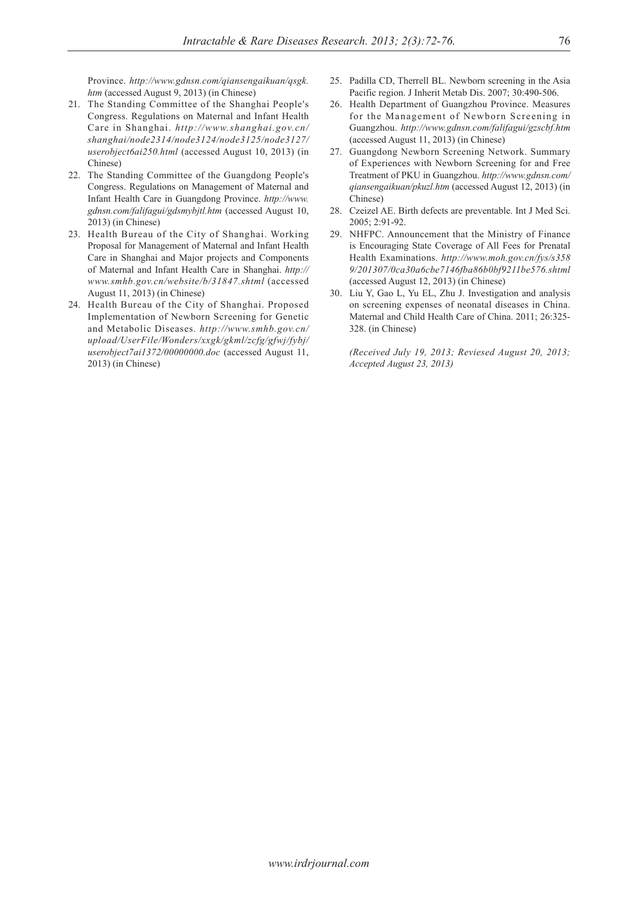Province. *http://www.gdnsn.com/qiansengaikuan/qsgk.htm* (accessed August 9, 2013) (in Chinese)

21. The Standing Committee of the Shanghai People's Congress. Regulations on Maternal and Infant Health Care in Shanghai. *http://www.shanghai.gov.cn/shanghai/node2314/node3124/node3125/node3127/userobject6ai250.html* (accessed August 10, 2013) (in Chinese)
22. The Standing Committee of the Guangdong People's Congress. Regulations on Management of Maternal and Infant Health Care in Guangdong Province. *http://www.gdnsn.com/falifagui/gdsmybjtl.htm* (accessed August 10, 2013) (in Chinese)
23. Health Bureau of the City of Shanghai. Working Proposal for Management of Maternal and Infant Health Care in Shanghai and Major projects and Components of Maternal and Infant Health Care in Shanghai. *http://www.smhb.gov.cn/website/b/31847.shtml* (accessed August 11, 2013) (in Chinese)
24. Health Bureau of the City of Shanghai. Proposed Implementation of Newborn Screening for Genetic and Metabolic Diseases. *http://www.smhb.gov.cn/upload/UserFile/Wonders/xxgk/gkml/zcfg/gfwj/fybj/userobject7ai1372/00000000.doc* (accessed August 11, 2013) (in Chinese)
25. Padilla CD, Therrell BL. Newborn screening in the Asia Pacific region. J Inherit Metab Dis. 2007; 30:490-506.
26. Health Department of Guangzhou Province. Measures for the Management of Newborn Screening in Guangzhou. *http://www.gdnsn.com/falifagui/gzscbf.htm* (accessed August 11, 2013) (in Chinese)
27. Guangdong Newborn Screening Network. Summary of Experiences with Newborn Screening for and Free Treatment of PKU in Guangzhou. *http://www.gdnsn.com/qiansengaikuan/pkuzl.htm* (accessed August 12, 2013) (in Chinese)
28. Czeizel AE. Birth defects are preventable. Int J Med Sci. 2005; 2:91-92.
29. NHFPC. Announcement that the Ministry of Finance is Encouraging State Coverage of All Fees for Prenatal Health Examinations. *http://www.moh.gov.cn/fys/s3589/201307/0ca30a6cbe7146fba86b0bf9211be576.shtml* (accessed August 12, 2013) (in Chinese)
30. Liu Y, Gao L, Yu EL, Zhu J. Investigation and analysis on screening expenses of neonatal diseases in China. Maternal and Child Health Care of China. 2011; 26:325-328. (in Chinese)

*(Received July 19, 2013; Reviesed August 20, 2013; Accepted August 23, 2013)*